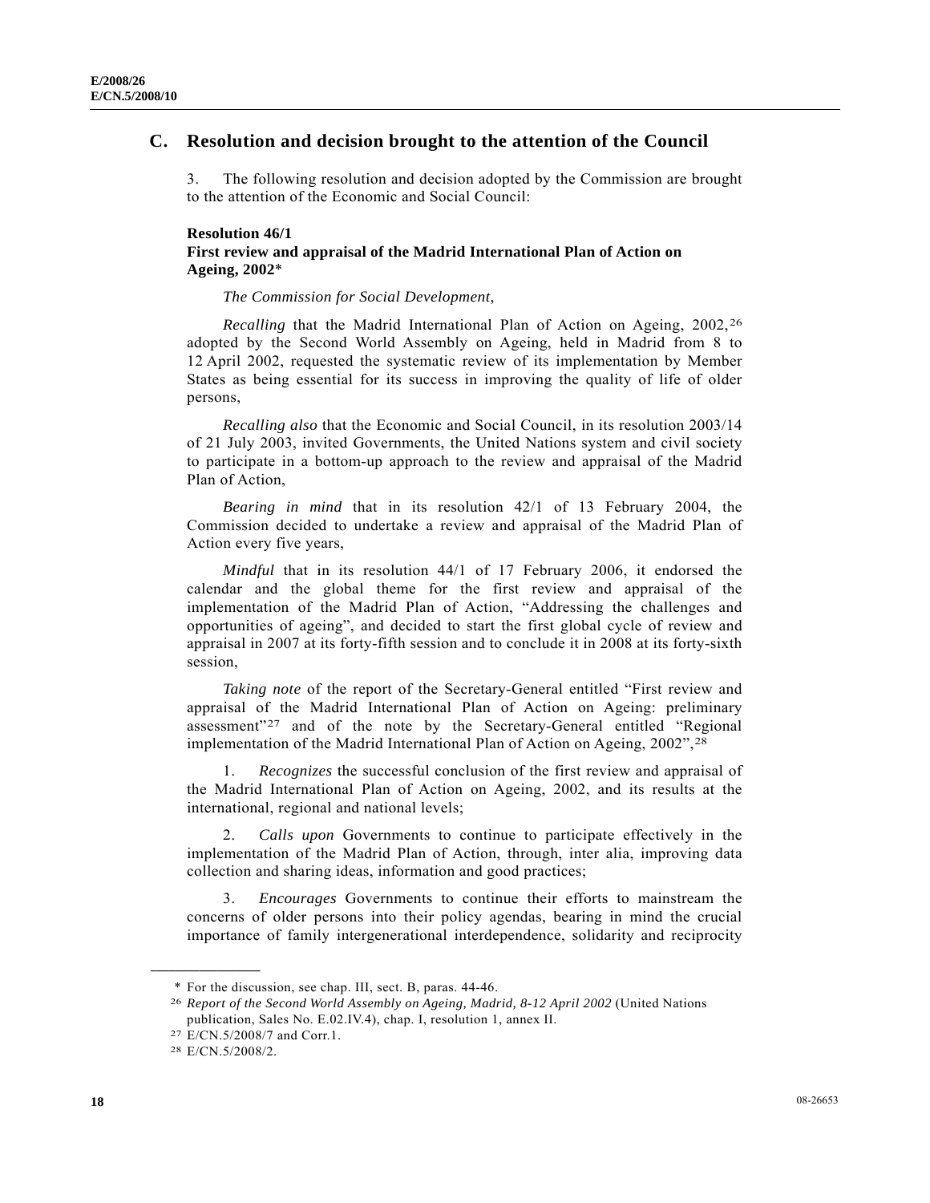## C. Resolution and decision brought to the attention of the Council

3. The following resolution and decision adopted by the Commission are brought to the attention of the Economic and Social Council:

### Resolution 46/1
### First review and appraisal of the Madrid International Plan of Action on Ageing, 2002*

*The Commission for Social Development*,

*Recalling* that the Madrid International Plan of Action on Ageing, 2002,[26] adopted by the Second World Assembly on Ageing, held in Madrid from 8 to 12 April 2002, requested the systematic review of its implementation by Member States as being essential for its success in improving the quality of life of older persons,

*Recalling also* that the Economic and Social Council, in its resolution 2003/14 of 21 July 2003, invited Governments, the United Nations system and civil society to participate in a bottom-up approach to the review and appraisal of the Madrid Plan of Action,

*Bearing in mind* that in its resolution 42/1 of 13 February 2004, the Commission decided to undertake a review and appraisal of the Madrid Plan of Action every five years,

*Mindful* that in its resolution 44/1 of 17 February 2006, it endorsed the calendar and the global theme for the first review and appraisal of the implementation of the Madrid Plan of Action, "Addressing the challenges and opportunities of ageing", and decided to start the first global cycle of review and appraisal in 2007 at its forty-fifth session and to conclude it in 2008 at its forty-sixth session,

*Taking note* of the report of the Secretary-General entitled "First review and appraisal of the Madrid International Plan of Action on Ageing: preliminary assessment"[27] and of the note by the Secretary-General entitled "Regional implementation of the Madrid International Plan of Action on Ageing, 2002",[28]

1. *Recognizes* the successful conclusion of the first review and appraisal of the Madrid International Plan of Action on Ageing, 2002, and its results at the international, regional and national levels;

2. *Calls upon* Governments to continue to participate effectively in the implementation of the Madrid Plan of Action, through, inter alia, improving data collection and sharing ideas, information and good practices;

3. *Encourages* Governments to continue their efforts to mainstream the concerns of older persons into their policy agendas, bearing in mind the crucial importance of family intergenerational interdependence, solidarity and reciprocity

---

\* For the discussion, see chap. III, sect. B, paras. 44-46.

[26] *Report of the Second World Assembly on Ageing, Madrid, 8-12 April 2002* (United Nations publication, Sales No. E.02.IV.4), chap. I, resolution 1, annex II.

[27] E/CN.5/2008/7 and Corr.1.

[28] E/CN.5/2008/2.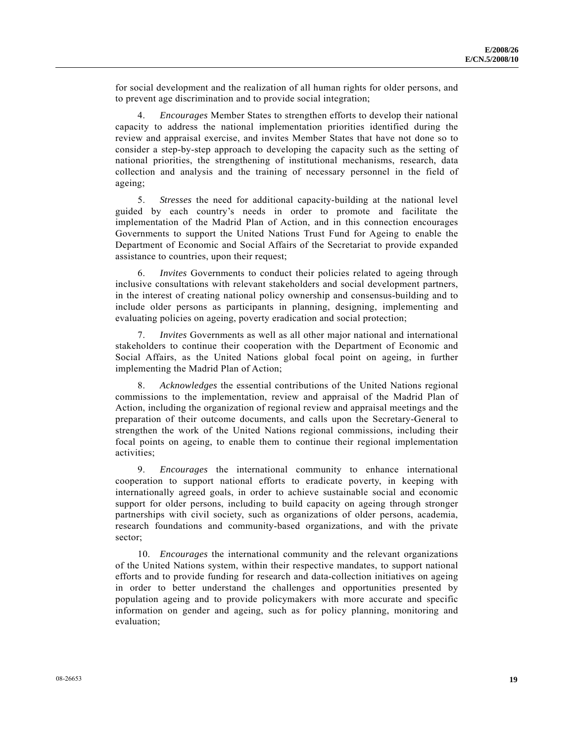for social development and the realization of all human rights for older persons, and to prevent age discrimination and to provide social integration;

4. *Encourages* Member States to strengthen efforts to develop their national capacity to address the national implementation priorities identified during the review and appraisal exercise, and invites Member States that have not done so to consider a step-by-step approach to developing the capacity such as the setting of national priorities, the strengthening of institutional mechanisms, research, data collection and analysis and the training of necessary personnel in the field of ageing;

5. *Stresses* the need for additional capacity-building at the national level guided by each country's needs in order to promote and facilitate the implementation of the Madrid Plan of Action, and in this connection encourages Governments to support the United Nations Trust Fund for Ageing to enable the Department of Economic and Social Affairs of the Secretariat to provide expanded assistance to countries, upon their request;

6. *Invites* Governments to conduct their policies related to ageing through inclusive consultations with relevant stakeholders and social development partners, in the interest of creating national policy ownership and consensus-building and to include older persons as participants in planning, designing, implementing and evaluating policies on ageing, poverty eradication and social protection;

7. *Invites* Governments as well as all other major national and international stakeholders to continue their cooperation with the Department of Economic and Social Affairs, as the United Nations global focal point on ageing, in further implementing the Madrid Plan of Action;

8. *Acknowledges* the essential contributions of the United Nations regional commissions to the implementation, review and appraisal of the Madrid Plan of Action, including the organization of regional review and appraisal meetings and the preparation of their outcome documents, and calls upon the Secretary-General to strengthen the work of the United Nations regional commissions, including their focal points on ageing, to enable them to continue their regional implementation activities;

9. *Encourages* the international community to enhance international cooperation to support national efforts to eradicate poverty, in keeping with internationally agreed goals, in order to achieve sustainable social and economic support for older persons, including to build capacity on ageing through stronger partnerships with civil society, such as organizations of older persons, academia, research foundations and community-based organizations, and with the private sector;

10. *Encourages* the international community and the relevant organizations of the United Nations system, within their respective mandates, to support national efforts and to provide funding for research and data-collection initiatives on ageing in order to better understand the challenges and opportunities presented by population ageing and to provide policymakers with more accurate and specific information on gender and ageing, such as for policy planning, monitoring and evaluation;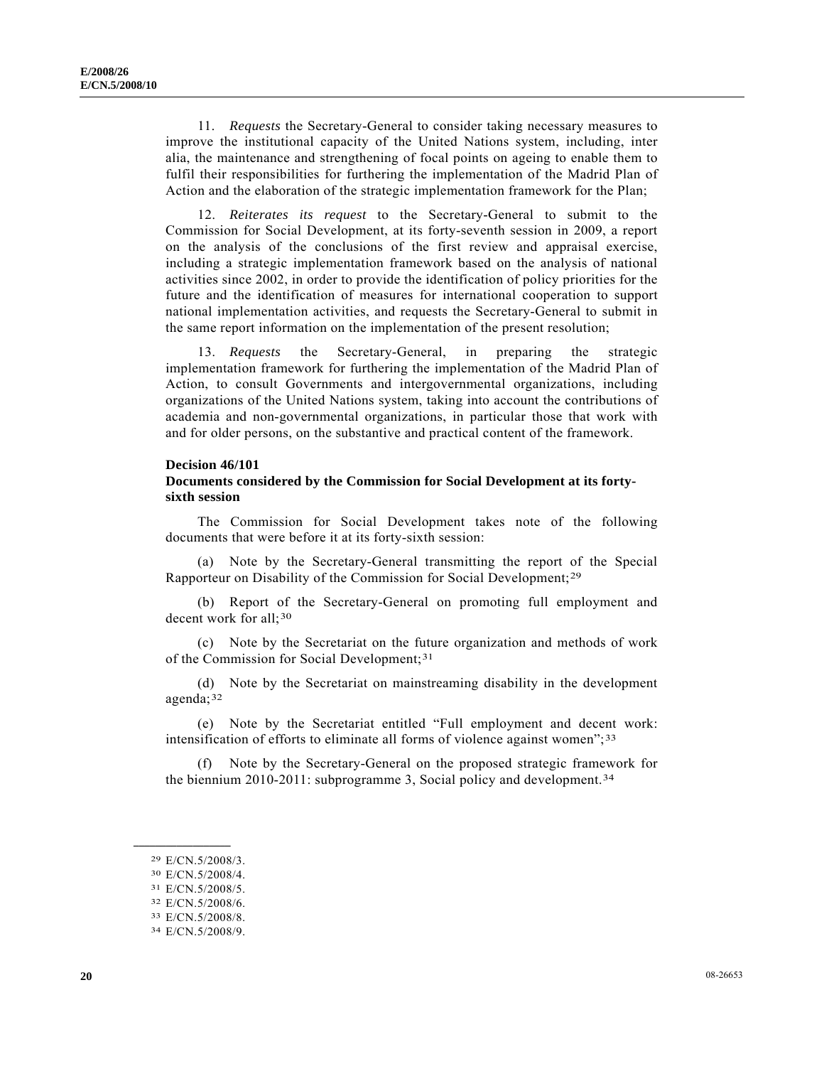11. *Requests* the Secretary-General to consider taking necessary measures to improve the institutional capacity of the United Nations system, including, inter alia, the maintenance and strengthening of focal points on ageing to enable them to fulfil their responsibilities for furthering the implementation of the Madrid Plan of Action and the elaboration of the strategic implementation framework for the Plan;

12. *Reiterates its request* to the Secretary-General to submit to the Commission for Social Development, at its forty-seventh session in 2009, a report on the analysis of the conclusions of the first review and appraisal exercise, including a strategic implementation framework based on the analysis of national activities since 2002, in order to provide the identification of policy priorities for the future and the identification of measures for international cooperation to support national implementation activities, and requests the Secretary-General to submit in the same report information on the implementation of the present resolution;

13. *Requests* the Secretary-General, in preparing the strategic implementation framework for furthering the implementation of the Madrid Plan of Action, to consult Governments and intergovernmental organizations, including organizations of the United Nations system, taking into account the contributions of academia and non-governmental organizations, in particular those that work with and for older persons, on the substantive and practical content of the framework.

**Decision 46/101**

**Documents considered by the Commission for Social Development at its forty-sixth session**

The Commission for Social Development takes note of the following documents that were before it at its forty-sixth session:

(a) Note by the Secretary-General transmitting the report of the Special Rapporteur on Disability of the Commission for Social Development;[29]

(b) Report of the Secretary-General on promoting full employment and decent work for all;[30]

(c) Note by the Secretariat on the future organization and methods of work of the Commission for Social Development;[31]

(d) Note by the Secretariat on mainstreaming disability in the development agenda;[32]

(e) Note by the Secretariat entitled "Full employment and decent work: intensification of efforts to eliminate all forms of violence against women";[33]

(f) Note by the Secretary-General on the proposed strategic framework for the biennium 2010-2011: subprogramme 3, Social policy and development.[34]

---

[29] E/CN.5/2008/3.

[30] E/CN.5/2008/4.

[31] E/CN.5/2008/5.

[32] E/CN.5/2008/6.

[33] E/CN.5/2008/8.

[34] E/CN.5/2008/9.